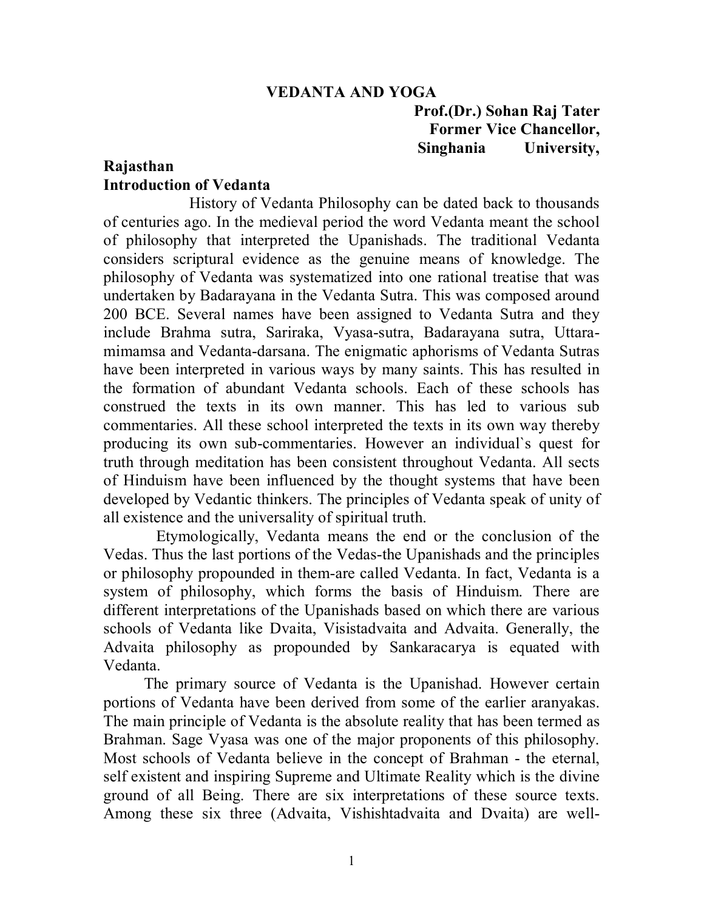# VEDANTA AND YOGA

**Prof.(Dr.) Sohan Raj Tater**
**Former Vice Chancellor,**
**Singhania University,**
**Rajasthan**

## Introduction of Vedanta

History of Vedanta Philosophy can be dated back to thousands of centuries ago. In the medieval period the word Vedanta meant the school of philosophy that interpreted the Upanishads. The traditional Vedanta considers scriptural evidence as the genuine means of knowledge. The philosophy of Vedanta was systematized into one rational treatise that was undertaken by Badarayana in the Vedanta Sutra. This was composed around 200 BCE. Several names have been assigned to Vedanta Sutra and they include Brahma sutra, Sariraka, Vyasa-sutra, Badarayana sutra, Uttara-mimamsa and Vedanta-darsana. The enigmatic aphorisms of Vedanta Sutras have been interpreted in various ways by many saints. This has resulted in the formation of abundant Vedanta schools. Each of these schools has construed the texts in its own manner. This has led to various sub commentaries. All these school interpreted the texts in its own way thereby producing its own sub-commentaries. However an individual`s quest for truth through meditation has been consistent throughout Vedanta. All sects of Hinduism have been influenced by the thought systems that have been developed by Vedantic thinkers. The principles of Vedanta speak of unity of all existence and the universality of spiritual truth.

Etymologically, Vedanta means the end or the conclusion of the Vedas. Thus the last portions of the Vedas-the Upanishads and the principles or philosophy propounded in them-are called Vedanta. In fact, Vedanta is a system of philosophy, which forms the basis of Hinduism. There are different interpretations of the Upanishads based on which there are various schools of Vedanta like Dvaita, Visistadvaita and Advaita. Generally, the Advaita philosophy as propounded by Sankaracarya is equated with Vedanta.

The primary source of Vedanta is the Upanishad. However certain portions of Vedanta have been derived from some of the earlier aranyakas. The main principle of Vedanta is the absolute reality that has been termed as Brahman. Sage Vyasa was one of the major proponents of this philosophy. Most schools of Vedanta believe in the concept of Brahman - the eternal, self existent and inspiring Supreme and Ultimate Reality which is the divine ground of all Being. There are six interpretations of these source texts. Among these six three (Advaita, Vishishtadvaita and Dvaita) are well-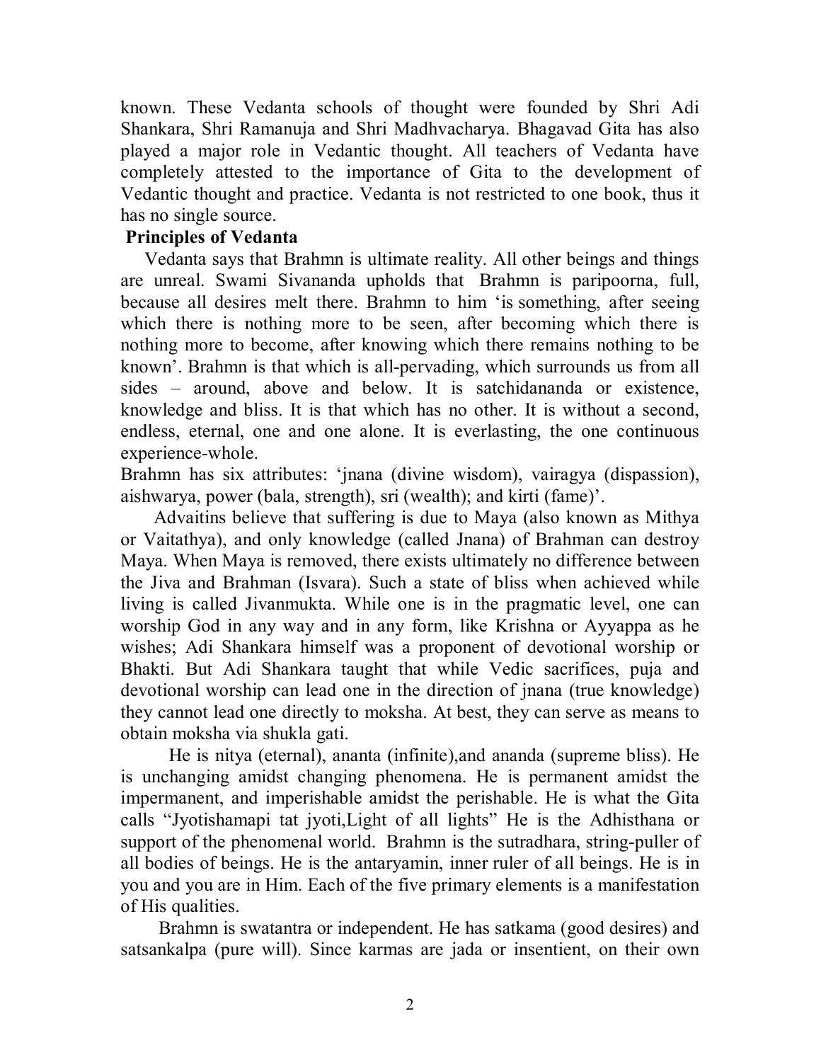known. These Vedanta schools of thought were founded by Shri Adi Shankara, Shri Ramanuja and Shri Madhvacharya. Bhagavad Gita has also played a major role in Vedantic thought. All teachers of Vedanta have completely attested to the importance of Gita to the development of Vedantic thought and practice. Vedanta is not restricted to one book, thus it has no single source.

**Principles of Vedanta**

Vedanta says that Brahmn is ultimate reality. All other beings and things are unreal. Swami Sivananda upholds that Brahmn is paripoorna, full, because all desires melt there. Brahmn to him 'is something, after seeing which there is nothing more to be seen, after becoming which there is nothing more to become, after knowing which there remains nothing to be known'. Brahmn is that which is all-pervading, which surrounds us from all sides – around, above and below. It is satchidananda or existence, knowledge and bliss. It is that which has no other. It is without a second, endless, eternal, one and one alone. It is everlasting, the one continuous experience-whole.

Brahmn has six attributes: 'jnana (divine wisdom), vairagya (dispassion), aishwarya, power (bala, strength), sri (wealth); and kirti (fame)'.

Advaitins believe that suffering is due to Maya (also known as Mithya or Vaitathya), and only knowledge (called Jnana) of Brahman can destroy Maya. When Maya is removed, there exists ultimately no difference between the Jiva and Brahman (Isvara). Such a state of bliss when achieved while living is called Jivanmukta. While one is in the pragmatic level, one can worship God in any way and in any form, like Krishna or Ayyappa as he wishes; Adi Shankara himself was a proponent of devotional worship or Bhakti. But Adi Shankara taught that while Vedic sacrifices, puja and devotional worship can lead one in the direction of jnana (true knowledge) they cannot lead one directly to moksha. At best, they can serve as means to obtain moksha via shukla gati.

He is nitya (eternal), ananta (infinite),and ananda (supreme bliss). He is unchanging amidst changing phenomena. He is permanent amidst the impermanent, and imperishable amidst the perishable. He is what the Gita calls "Jyotishamapi tat jyoti,Light of all lights" He is the Adhisthana or support of the phenomenal world. Brahmn is the sutradhara, string-puller of all bodies of beings. He is the antaryamin, inner ruler of all beings. He is in you and you are in Him. Each of the five primary elements is a manifestation of His qualities.

Brahmn is swatantra or independent. He has satkama (good desires) and satsankalpa (pure will). Since karmas are jada or insentient, on their own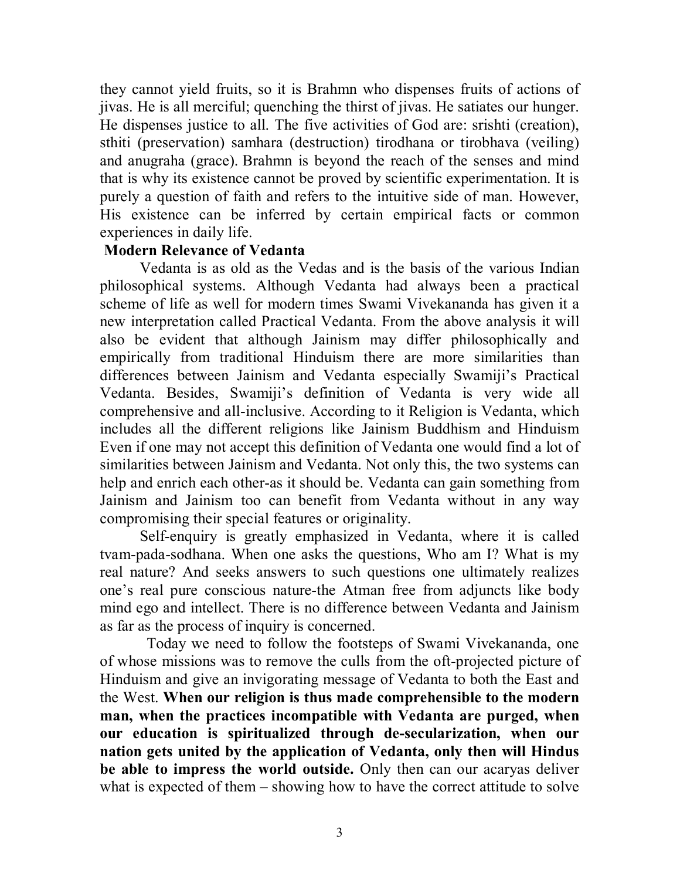they cannot yield fruits, so it is Brahmn who dispenses fruits of actions of jivas. He is all merciful; quenching the thirst of jivas. He satiates our hunger. He dispenses justice to all. The five activities of God are: srishti (creation), sthiti (preservation) samhara (destruction) tirodhana or tirobhava (veiling) and anugraha (grace). Brahmn is beyond the reach of the senses and mind that is why its existence cannot be proved by scientific experimentation. It is purely a question of faith and refers to the intuitive side of man. However, His existence can be inferred by certain empirical facts or common experiences in daily life.

**Modern Relevance of Vedanta**

Vedanta is as old as the Vedas and is the basis of the various Indian philosophical systems. Although Vedanta had always been a practical scheme of life as well for modern times Swami Vivekananda has given it a new interpretation called Practical Vedanta. From the above analysis it will also be evident that although Jainism may differ philosophically and empirically from traditional Hinduism there are more similarities than differences between Jainism and Vedanta especially Swamiji's Practical Vedanta. Besides, Swamiji's definition of Vedanta is very wide all comprehensive and all-inclusive. According to it Religion is Vedanta, which includes all the different religions like Jainism Buddhism and Hinduism Even if one may not accept this definition of Vedanta one would find a lot of similarities between Jainism and Vedanta. Not only this, the two systems can help and enrich each other-as it should be. Vedanta can gain something from Jainism and Jainism too can benefit from Vedanta without in any way compromising their special features or originality.

Self-enquiry is greatly emphasized in Vedanta, where it is called tvam-pada-sodhana. When one asks the questions, Who am I? What is my real nature? And seeks answers to such questions one ultimately realizes one's real pure conscious nature-the Atman free from adjuncts like body mind ego and intellect. There is no difference between Vedanta and Jainism as far as the process of inquiry is concerned.

Today we need to follow the footsteps of Swami Vivekananda, one of whose missions was to remove the culls from the oft-projected picture of Hinduism and give an invigorating message of Vedanta to both the East and the West. **When our religion is thus made comprehensible to the modern man, when the practices incompatible with Vedanta are purged, when our education is spiritualized through de-secularization, when our nation gets united by the application of Vedanta, only then will Hindus be able to impress the world outside.** Only then can our acaryas deliver what is expected of them – showing how to have the correct attitude to solve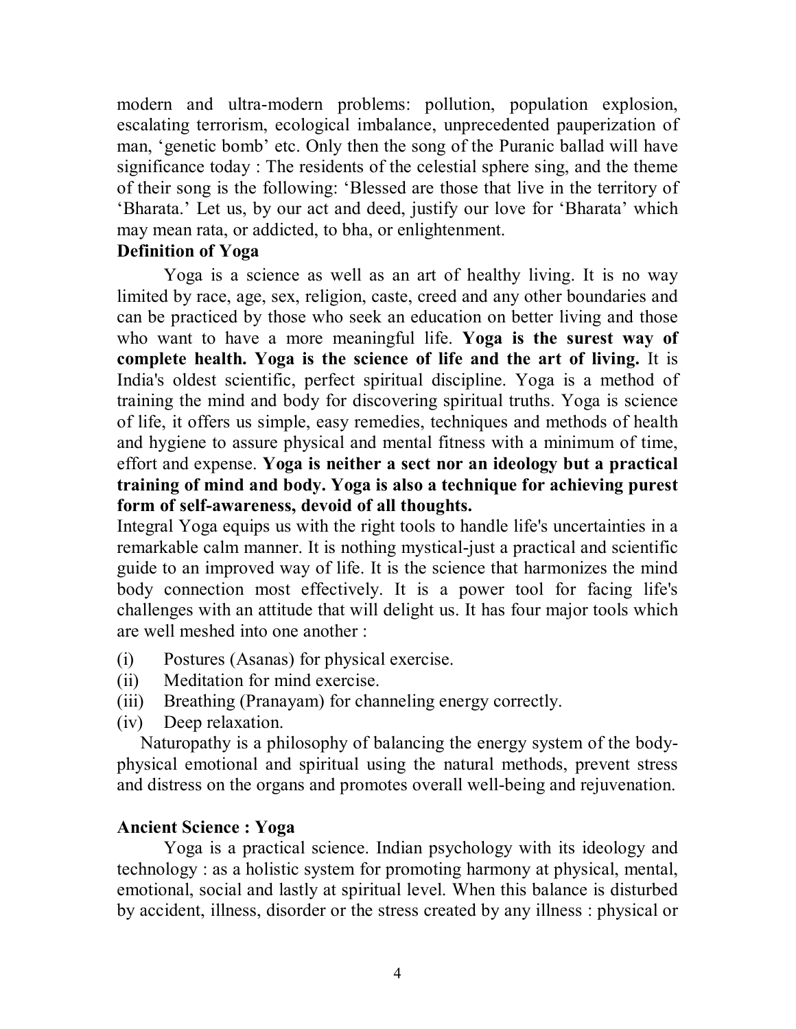modern and ultra-modern problems: pollution, population explosion, escalating terrorism, ecological imbalance, unprecedented pauperization of man, 'genetic bomb' etc. Only then the song of the Puranic ballad will have significance today : The residents of the celestial sphere sing, and the theme of their song is the following: 'Blessed are those that live in the territory of 'Bharata.' Let us, by our act and deed, justify our love for 'Bharata' which may mean rata, or addicted, to bha, or enlightenment.

**Definition of Yoga**

Yoga is a science as well as an art of healthy living. It is no way limited by race, age, sex, religion, caste, creed and any other boundaries and can be practiced by those who seek an education on better living and those who want to have a more meaningful life. **Yoga is the surest way of complete health. Yoga is the science of life and the art of living.** It is India's oldest scientific, perfect spiritual discipline. Yoga is a method of training the mind and body for discovering spiritual truths. Yoga is science of life, it offers us simple, easy remedies, techniques and methods of health and hygiene to assure physical and mental fitness with a minimum of time, effort and expense. **Yoga is neither a sect nor an ideology but a practical training of mind and body. Yoga is also a technique for achieving purest form of self-awareness, devoid of all thoughts.**

Integral Yoga equips us with the right tools to handle life's uncertainties in a remarkable calm manner. It is nothing mystical-just a practical and scientific guide to an improved way of life. It is the science that harmonizes the mind body connection most effectively. It is a power tool for facing life's challenges with an attitude that will delight us. It has four major tools which are well meshed into one another :

(i) Postures (Asanas) for physical exercise.
(ii) Meditation for mind exercise.
(iii) Breathing (Pranayam) for channeling energy correctly.
(iv) Deep relaxation.

Naturopathy is a philosophy of balancing the energy system of the body-physical emotional and spiritual using the natural methods, prevent stress and distress on the organs and promotes overall well-being and rejuvenation.

**Ancient Science : Yoga**

Yoga is a practical science. Indian psychology with its ideology and technology : as a holistic system for promoting harmony at physical, mental, emotional, social and lastly at spiritual level. When this balance is disturbed by accident, illness, disorder or the stress created by any illness : physical or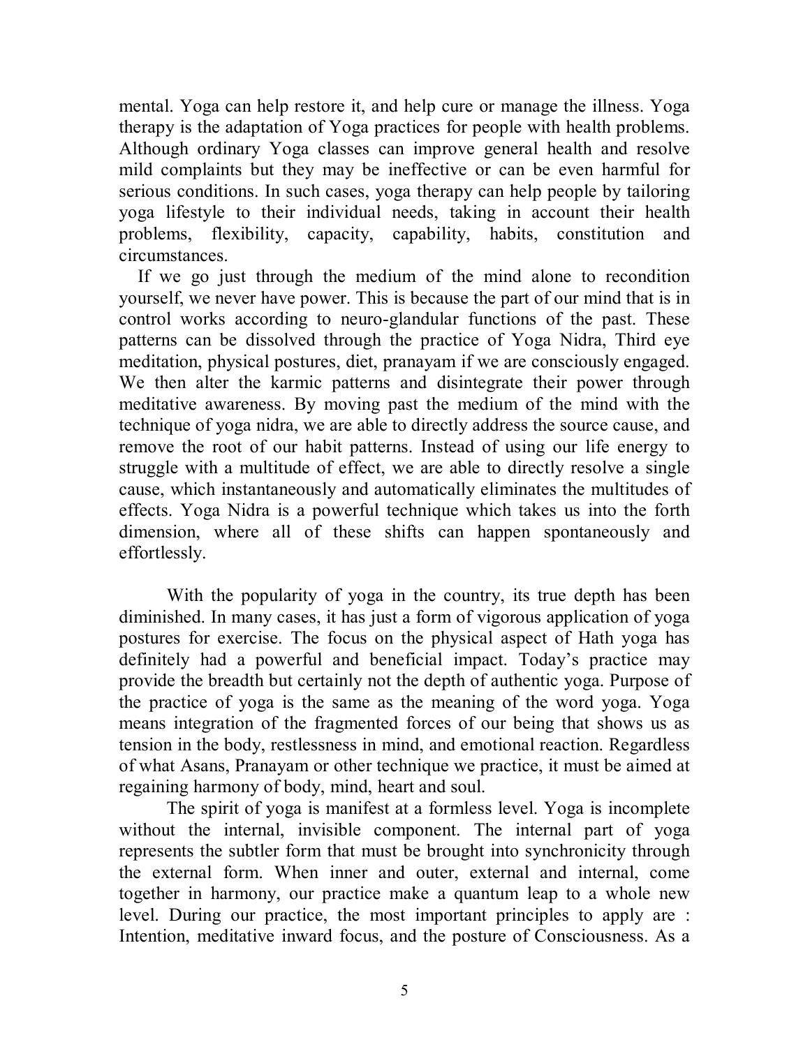mental. Yoga can help restore it, and help cure or manage the illness. Yoga therapy is the adaptation of Yoga practices for people with health problems. Although ordinary Yoga classes can improve general health and resolve mild complaints but they may be ineffective or can be even harmful for serious conditions. In such cases, yoga therapy can help people by tailoring yoga lifestyle to their individual needs, taking in account their health problems, flexibility, capacity, capability, habits, constitution and circumstances.

If we go just through the medium of the mind alone to recondition yourself, we never have power. This is because the part of our mind that is in control works according to neuro-glandular functions of the past. These patterns can be dissolved through the practice of Yoga Nidra, Third eye meditation, physical postures, diet, pranayam if we are consciously engaged. We then alter the karmic patterns and disintegrate their power through meditative awareness. By moving past the medium of the mind with the technique of yoga nidra, we are able to directly address the source cause, and remove the root of our habit patterns. Instead of using our life energy to struggle with a multitude of effect, we are able to directly resolve a single cause, which instantaneously and automatically eliminates the multitudes of effects. Yoga Nidra is a powerful technique which takes us into the forth dimension, where all of these shifts can happen spontaneously and effortlessly.

With the popularity of yoga in the country, its true depth has been diminished. In many cases, it has just a form of vigorous application of yoga postures for exercise. The focus on the physical aspect of Hath yoga has definitely had a powerful and beneficial impact. Today's practice may provide the breadth but certainly not the depth of authentic yoga. Purpose of the practice of yoga is the same as the meaning of the word yoga. Yoga means integration of the fragmented forces of our being that shows us as tension in the body, restlessness in mind, and emotional reaction. Regardless of what Asans, Pranayam or other technique we practice, it must be aimed at regaining harmony of body, mind, heart and soul.

The spirit of yoga is manifest at a formless level. Yoga is incomplete without the internal, invisible component. The internal part of yoga represents the subtler form that must be brought into synchronicity through the external form. When inner and outer, external and internal, come together in harmony, our practice make a quantum leap to a whole new level. During our practice, the most important principles to apply are : Intention, meditative inward focus, and the posture of Consciousness. As a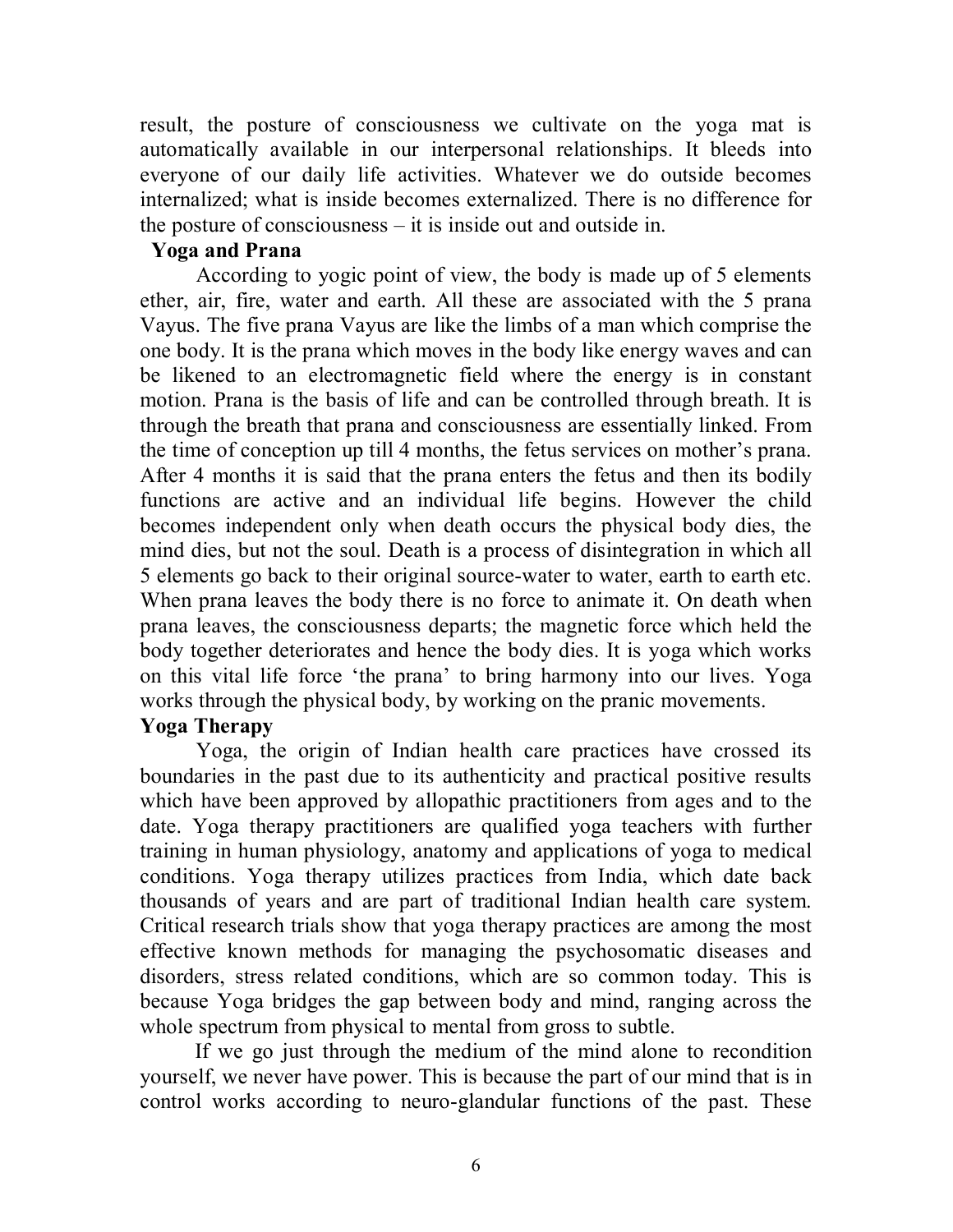result, the posture of consciousness we cultivate on the yoga mat is automatically available in our interpersonal relationships. It bleeds into everyone of our daily life activities. Whatever we do outside becomes internalized; what is inside becomes externalized. There is no difference for the posture of consciousness – it is inside out and outside in.

**Yoga and Prana**

According to yogic point of view, the body is made up of 5 elements ether, air, fire, water and earth. All these are associated with the 5 prana Vayus. The five prana Vayus are like the limbs of a man which comprise the one body. It is the prana which moves in the body like energy waves and can be likened to an electromagnetic field where the energy is in constant motion. Prana is the basis of life and can be controlled through breath. It is through the breath that prana and consciousness are essentially linked. From the time of conception up till 4 months, the fetus services on mother's prana. After 4 months it is said that the prana enters the fetus and then its bodily functions are active and an individual life begins. However the child becomes independent only when death occurs the physical body dies, the mind dies, but not the soul. Death is a process of disintegration in which all 5 elements go back to their original source-water to water, earth to earth etc. When prana leaves the body there is no force to animate it. On death when prana leaves, the consciousness departs; the magnetic force which held the body together deteriorates and hence the body dies. It is yoga which works on this vital life force 'the prana' to bring harmony into our lives. Yoga works through the physical body, by working on the pranic movements.

**Yoga Therapy**

Yoga, the origin of Indian health care practices have crossed its boundaries in the past due to its authenticity and practical positive results which have been approved by allopathic practitioners from ages and to the date. Yoga therapy practitioners are qualified yoga teachers with further training in human physiology, anatomy and applications of yoga to medical conditions. Yoga therapy utilizes practices from India, which date back thousands of years and are part of traditional Indian health care system. Critical research trials show that yoga therapy practices are among the most effective known methods for managing the psychosomatic diseases and disorders, stress related conditions, which are so common today. This is because Yoga bridges the gap between body and mind, ranging across the whole spectrum from physical to mental from gross to subtle.

If we go just through the medium of the mind alone to recondition yourself, we never have power. This is because the part of our mind that is in control works according to neuro-glandular functions of the past. These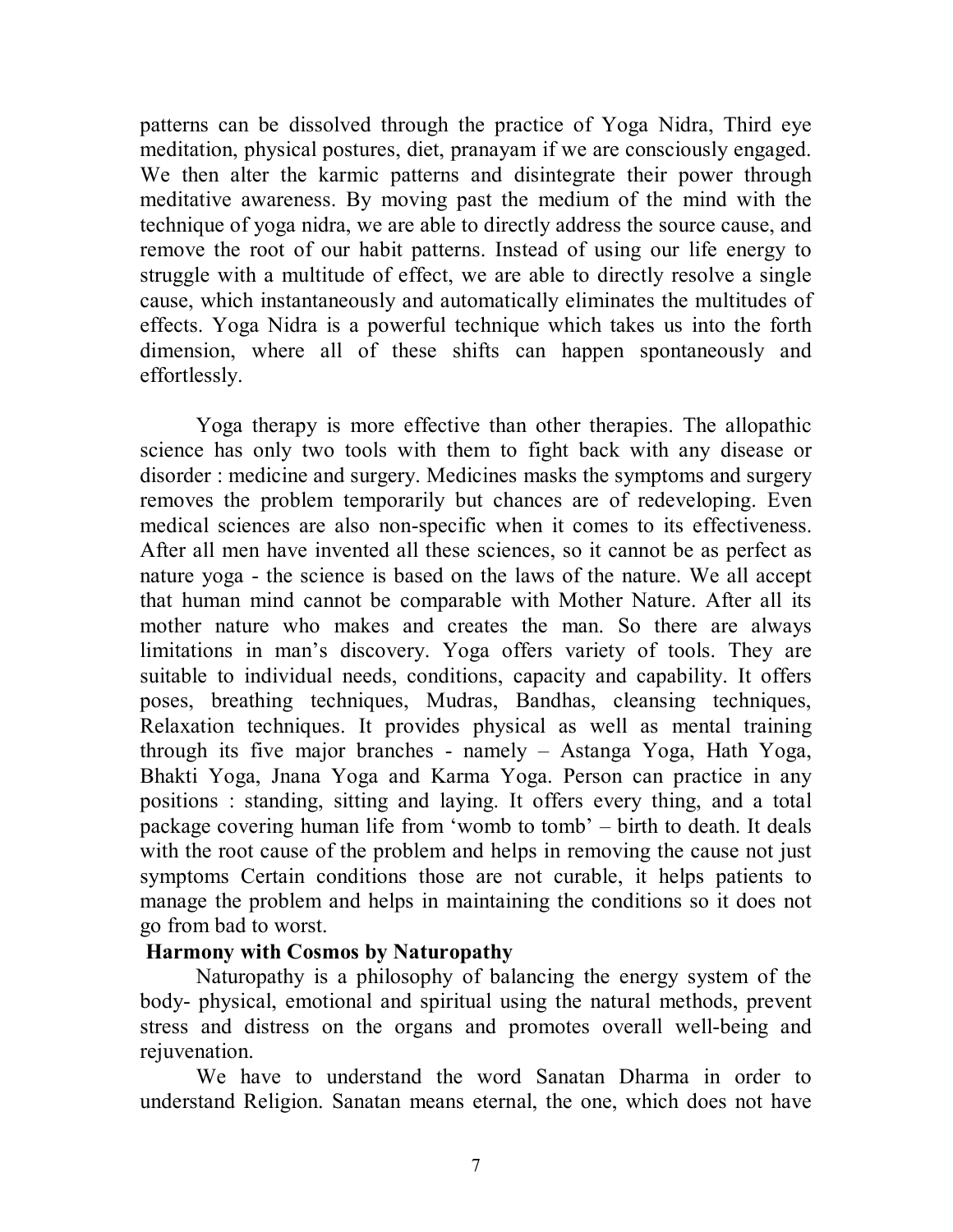patterns can be dissolved through the practice of Yoga Nidra, Third eye meditation, physical postures, diet, pranayam if we are consciously engaged. We then alter the karmic patterns and disintegrate their power through meditative awareness. By moving past the medium of the mind with the technique of yoga nidra, we are able to directly address the source cause, and remove the root of our habit patterns. Instead of using our life energy to struggle with a multitude of effect, we are able to directly resolve a single cause, which instantaneously and automatically eliminates the multitudes of effects. Yoga Nidra is a powerful technique which takes us into the forth dimension, where all of these shifts can happen spontaneously and effortlessly.

Yoga therapy is more effective than other therapies. The allopathic science has only two tools with them to fight back with any disease or disorder : medicine and surgery. Medicines masks the symptoms and surgery removes the problem temporarily but chances are of redeveloping. Even medical sciences are also non-specific when it comes to its effectiveness. After all men have invented all these sciences, so it cannot be as perfect as nature yoga - the science is based on the laws of the nature. We all accept that human mind cannot be comparable with Mother Nature. After all its mother nature who makes and creates the man. So there are always limitations in man's discovery. Yoga offers variety of tools. They are suitable to individual needs, conditions, capacity and capability. It offers poses, breathing techniques, Mudras, Bandhas, cleansing techniques, Relaxation techniques. It provides physical as well as mental training through its five major branches - namely – Astanga Yoga, Hath Yoga, Bhakti Yoga, Jnana Yoga and Karma Yoga. Person can practice in any positions : standing, sitting and laying. It offers every thing, and a total package covering human life from 'womb to tomb' – birth to death. It deals with the root cause of the problem and helps in removing the cause not just symptoms Certain conditions those are not curable, it helps patients to manage the problem and helps in maintaining the conditions so it does not go from bad to worst.

**Harmony with Cosmos by Naturopathy**

Naturopathy is a philosophy of balancing the energy system of the body- physical, emotional and spiritual using the natural methods, prevent stress and distress on the organs and promotes overall well-being and rejuvenation.

We have to understand the word Sanatan Dharma in order to understand Religion. Sanatan means eternal, the one, which does not have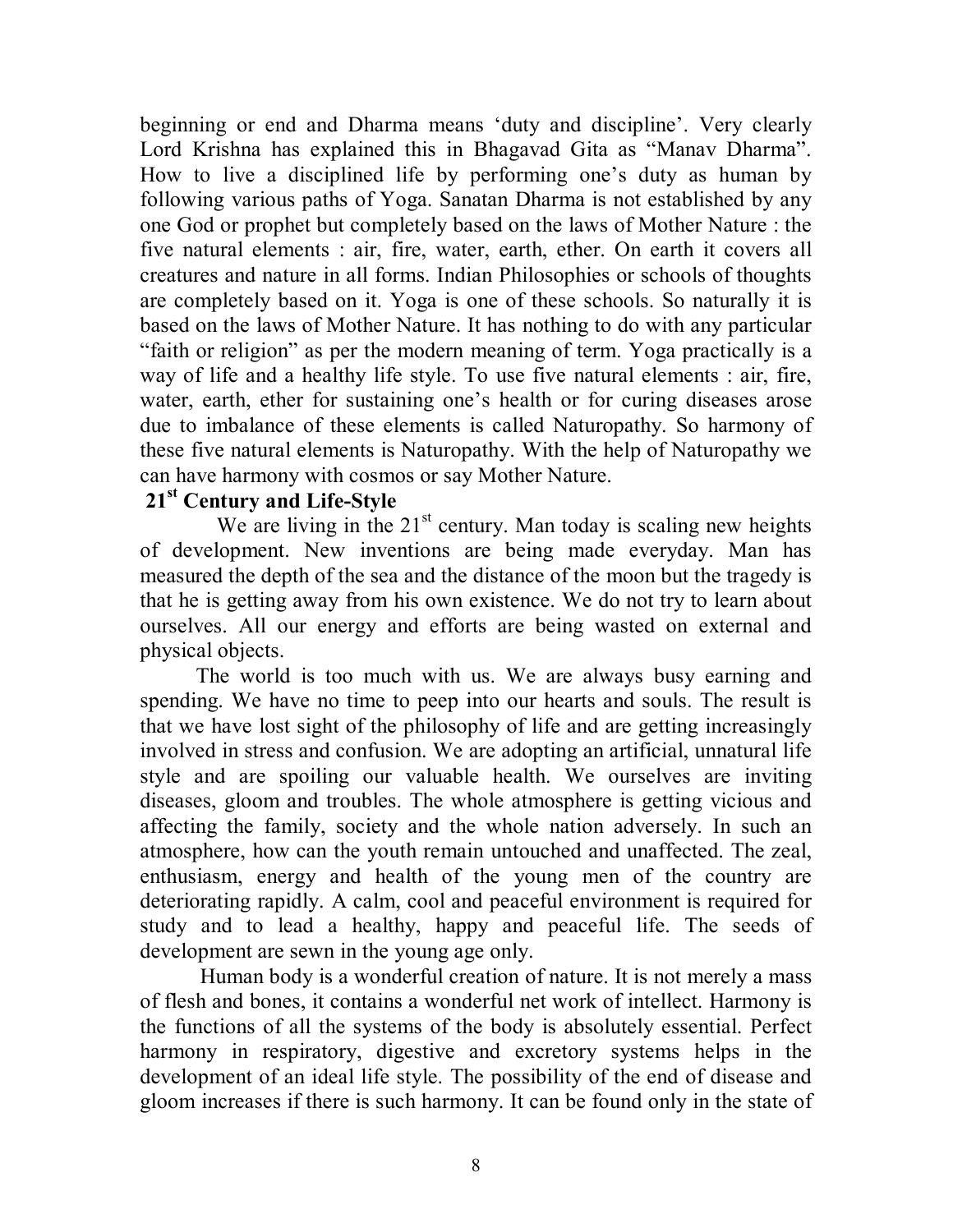beginning or end and Dharma means 'duty and discipline'. Very clearly Lord Krishna has explained this in Bhagavad Gita as "Manav Dharma". How to live a disciplined life by performing one's duty as human by following various paths of Yoga. Sanatan Dharma is not established by any one God or prophet but completely based on the laws of Mother Nature : the five natural elements : air, fire, water, earth, ether. On earth it covers all creatures and nature in all forms. Indian Philosophies or schools of thoughts are completely based on it. Yoga is one of these schools. So naturally it is based on the laws of Mother Nature. It has nothing to do with any particular "faith or religion" as per the modern meaning of term. Yoga practically is a way of life and a healthy life style. To use five natural elements : air, fire, water, earth, ether for sustaining one's health or for curing diseases arose due to imbalance of these elements is called Naturopathy. So harmony of these five natural elements is Naturopathy. With the help of Naturopathy we can have harmony with cosmos or say Mother Nature.

**21st Century and Life-Style**

We are living in the 21st century. Man today is scaling new heights of development. New inventions are being made everyday. Man has measured the depth of the sea and the distance of the moon but the tragedy is that he is getting away from his own existence. We do not try to learn about ourselves. All our energy and efforts are being wasted on external and physical objects.

The world is too much with us. We are always busy earning and spending. We have no time to peep into our hearts and souls. The result is that we have lost sight of the philosophy of life and are getting increasingly involved in stress and confusion. We are adopting an artificial, unnatural life style and are spoiling our valuable health. We ourselves are inviting diseases, gloom and troubles. The whole atmosphere is getting vicious and affecting the family, society and the whole nation adversely. In such an atmosphere, how can the youth remain untouched and unaffected. The zeal, enthusiasm, energy and health of the young men of the country are deteriorating rapidly. A calm, cool and peaceful environment is required for study and to lead a healthy, happy and peaceful life. The seeds of development are sewn in the young age only.

Human body is a wonderful creation of nature. It is not merely a mass of flesh and bones, it contains a wonderful net work of intellect. Harmony is the functions of all the systems of the body is absolutely essential. Perfect harmony in respiratory, digestive and excretory systems helps in the development of an ideal life style. The possibility of the end of disease and gloom increases if there is such harmony. It can be found only in the state of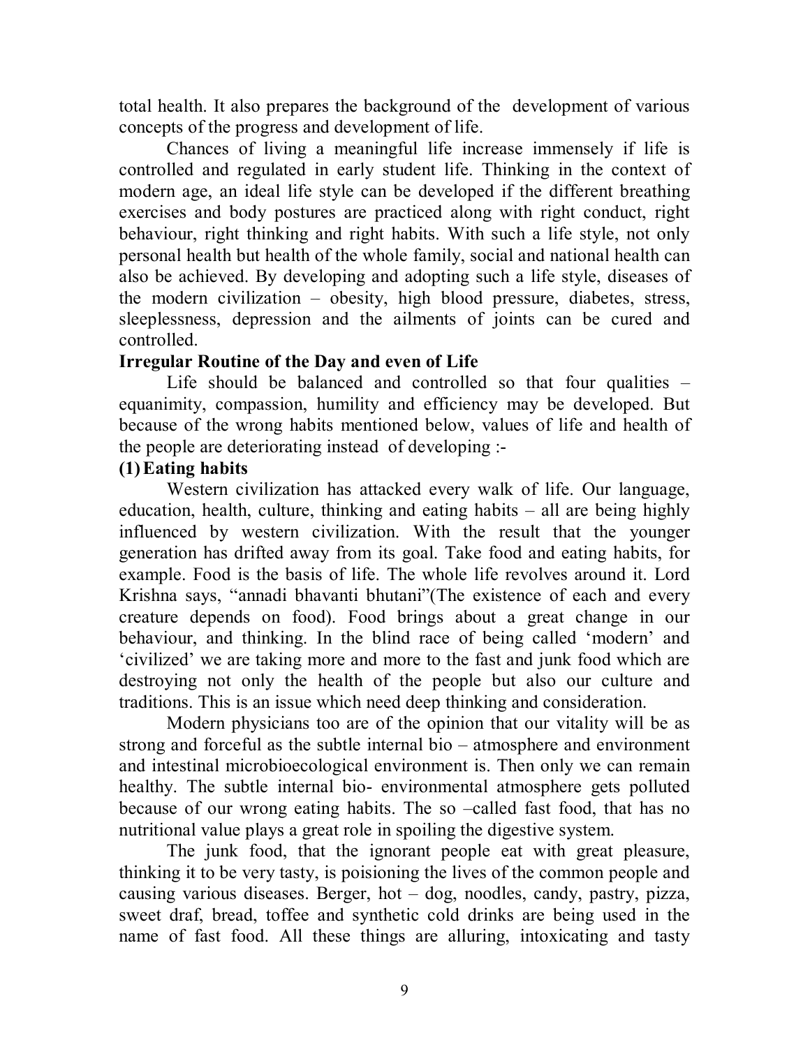total health. It also prepares the background of the development of various concepts of the progress and development of life.

Chances of living a meaningful life increase immensely if life is controlled and regulated in early student life. Thinking in the context of modern age, an ideal life style can be developed if the different breathing exercises and body postures are practiced along with right conduct, right behaviour, right thinking and right habits. With such a life style, not only personal health but health of the whole family, social and national health can also be achieved. By developing and adopting such a life style, diseases of the modern civilization – obesity, high blood pressure, diabetes, stress, sleeplessness, depression and the ailments of joints can be cured and controlled.

**Irregular Routine of the Day and even of Life**

Life should be balanced and controlled so that four qualities – equanimity, compassion, humility and efficiency may be developed. But because of the wrong habits mentioned below, values of life and health of the people are deteriorating instead of developing :-

**(1) Eating habits**

Western civilization has attacked every walk of life. Our language, education, health, culture, thinking and eating habits – all are being highly influenced by western civilization. With the result that the younger generation has drifted away from its goal. Take food and eating habits, for example. Food is the basis of life. The whole life revolves around it. Lord Krishna says, "annadi bhavanti bhutani"(The existence of each and every creature depends on food). Food brings about a great change in our behaviour, and thinking. In the blind race of being called 'modern' and 'civilized' we are taking more and more to the fast and junk food which are destroying not only the health of the people but also our culture and traditions. This is an issue which need deep thinking and consideration.

Modern physicians too are of the opinion that our vitality will be as strong and forceful as the subtle internal bio – atmosphere and environment and intestinal microbioecological environment is. Then only we can remain healthy. The subtle internal bio- environmental atmosphere gets polluted because of our wrong eating habits. The so –called fast food, that has no nutritional value plays a great role in spoiling the digestive system.

The junk food, that the ignorant people eat with great pleasure, thinking it to be very tasty, is poisioning the lives of the common people and causing various diseases. Berger, hot – dog, noodles, candy, pastry, pizza, sweet draf, bread, toffee and synthetic cold drinks are being used in the name of fast food. All these things are alluring, intoxicating and tasty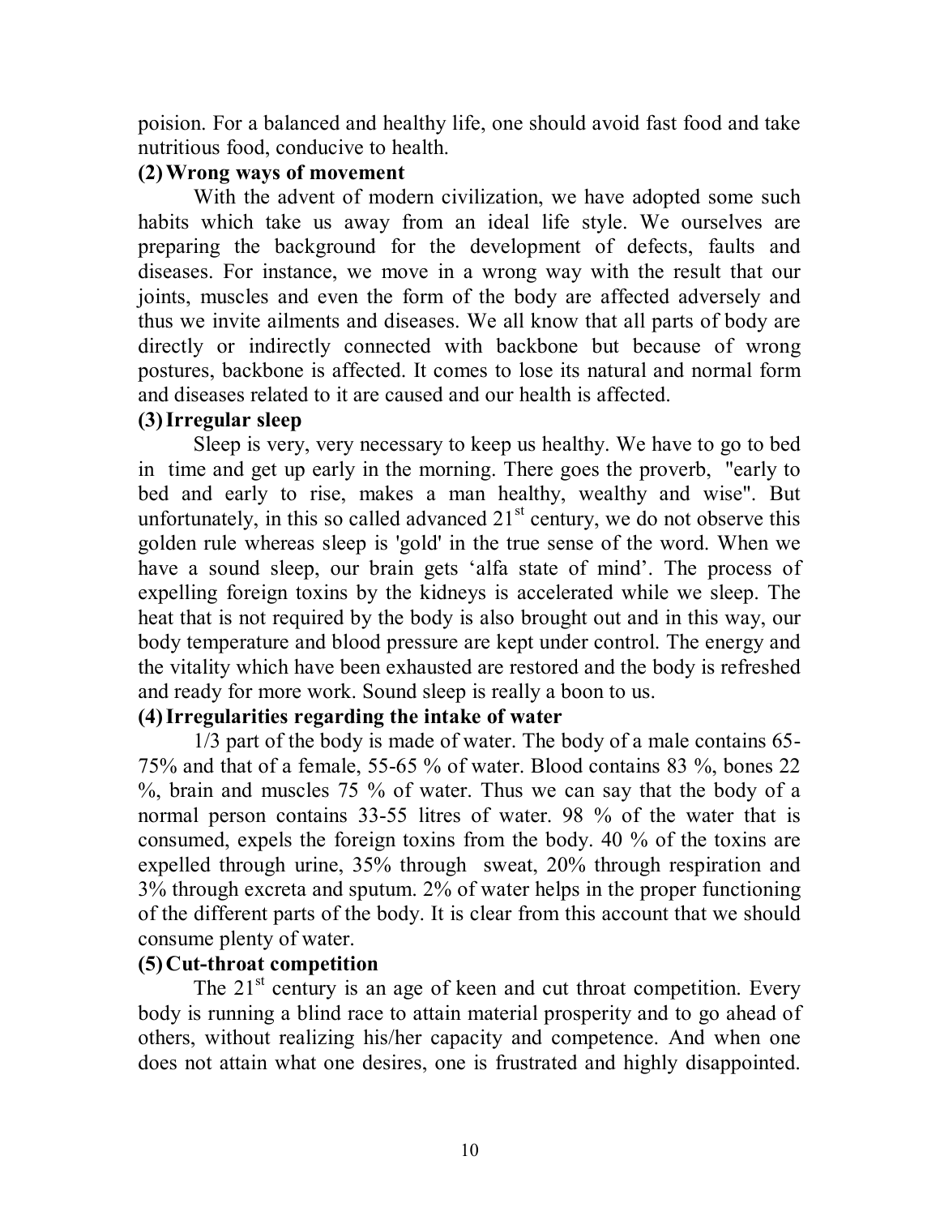poision. For a balanced and healthy life, one should avoid fast food and take nutritious food, conducive to health.

**(2) Wrong ways of movement**

With the advent of modern civilization, we have adopted some such habits which take us away from an ideal life style. We ourselves are preparing the background for the development of defects, faults and diseases. For instance, we move in a wrong way with the result that our joints, muscles and even the form of the body are affected adversely and thus we invite ailments and diseases. We all know that all parts of body are directly or indirectly connected with backbone but because of wrong postures, backbone is affected. It comes to lose its natural and normal form and diseases related to it are caused and our health is affected.

**(3) Irregular sleep**

Sleep is very, very necessary to keep us healthy. We have to go to bed in time and get up early in the morning. There goes the proverb, "early to bed and early to rise, makes a man healthy, wealthy and wise". But unfortunately, in this so called advanced 21st century, we do not observe this golden rule whereas sleep is 'gold' in the true sense of the word. When we have a sound sleep, our brain gets 'alfa state of mind'. The process of expelling foreign toxins by the kidneys is accelerated while we sleep. The heat that is not required by the body is also brought out and in this way, our body temperature and blood pressure are kept under control. The energy and the vitality which have been exhausted are restored and the body is refreshed and ready for more work. Sound sleep is really a boon to us.

**(4) Irregularities regarding the intake of water**

1/3 part of the body is made of water. The body of a male contains 65-75% and that of a female, 55-65 % of water. Blood contains 83 %, bones 22 %, brain and muscles 75 % of water. Thus we can say that the body of a normal person contains 33-55 litres of water. 98 % of the water that is consumed, expels the foreign toxins from the body. 40 % of the toxins are expelled through urine, 35% through sweat, 20% through respiration and 3% through excreta and sputum. 2% of water helps in the proper functioning of the different parts of the body. It is clear from this account that we should consume plenty of water.

**(5) Cut-throat competition**

The 21st century is an age of keen and cut throat competition. Every body is running a blind race to attain material prosperity and to go ahead of others, without realizing his/her capacity and competence. And when one does not attain what one desires, one is frustrated and highly disappointed.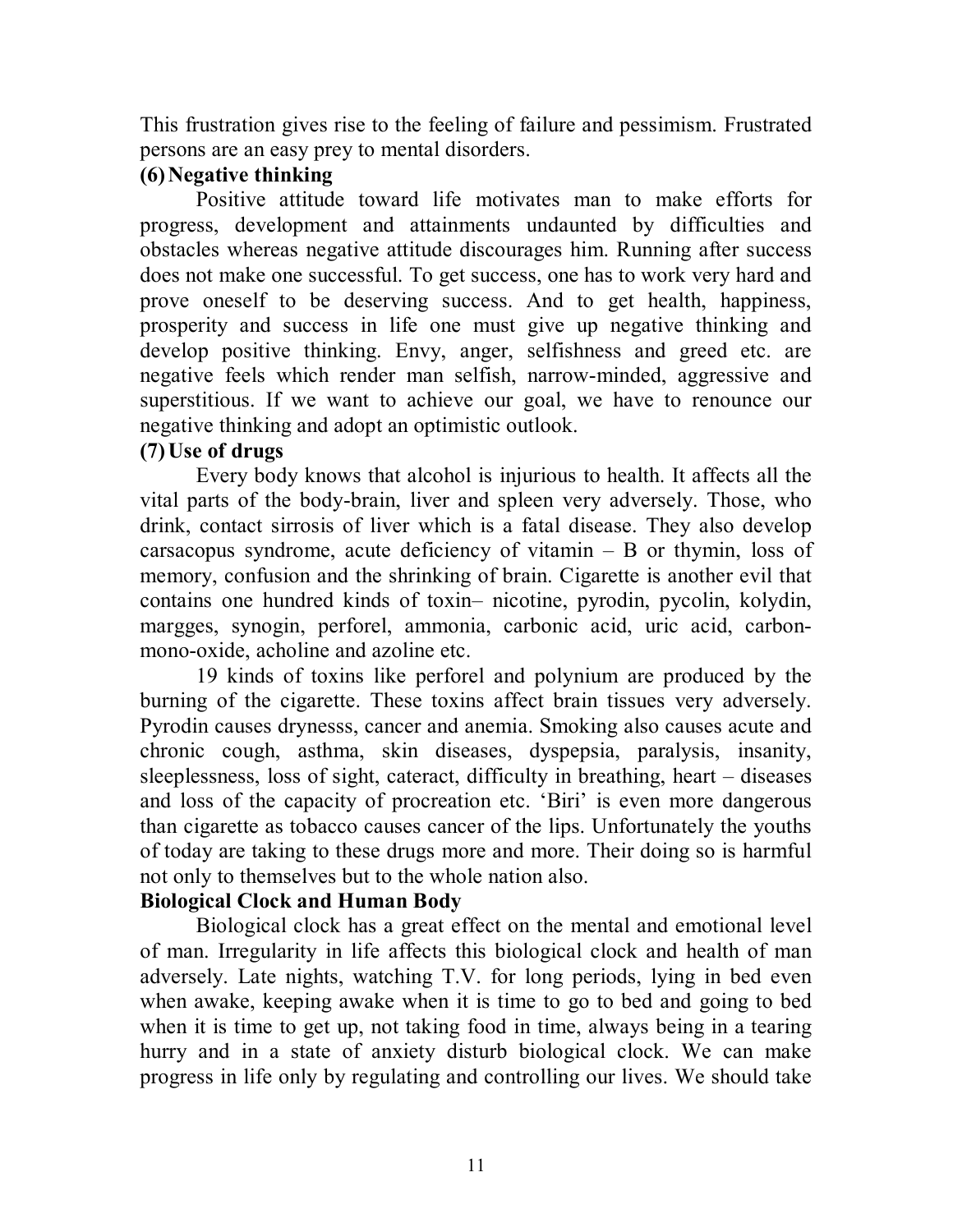This frustration gives rise to the feeling of failure and pessimism. Frustrated persons are an easy prey to mental disorders.

**(6) Negative thinking**

Positive attitude toward life motivates man to make efforts for progress, development and attainments undaunted by difficulties and obstacles whereas negative attitude discourages him. Running after success does not make one successful. To get success, one has to work very hard and prove oneself to be deserving success. And to get health, happiness, prosperity and success in life one must give up negative thinking and develop positive thinking. Envy, anger, selfishness and greed etc. are negative feels which render man selfish, narrow-minded, aggressive and superstitious. If we want to achieve our goal, we have to renounce our negative thinking and adopt an optimistic outlook.

**(7) Use of drugs**

Every body knows that alcohol is injurious to health. It affects all the vital parts of the body-brain, liver and spleen very adversely. Those, who drink, contact sirrosis of liver which is a fatal disease. They also develop carsacopus syndrome, acute deficiency of vitamin – B or thymin, loss of memory, confusion and the shrinking of brain. Cigarette is another evil that contains one hundred kinds of toxin– nicotine, pyrodin, pycolin, kolydin, margges, synogin, perforel, ammonia, carbonic acid, uric acid, carbon-mono-oxide, acholine and azoline etc.

19 kinds of toxins like perforel and polynium are produced by the burning of the cigarette. These toxins affect brain tissues very adversely. Pyrodin causes drynesss, cancer and anemia. Smoking also causes acute and chronic cough, asthma, skin diseases, dyspepsia, paralysis, insanity, sleeplessness, loss of sight, cateract, difficulty in breathing, heart – diseases and loss of the capacity of procreation etc. 'Biri' is even more dangerous than cigarette as tobacco causes cancer of the lips. Unfortunately the youths of today are taking to these drugs more and more. Their doing so is harmful not only to themselves but to the whole nation also.

**Biological Clock and Human Body**

Biological clock has a great effect on the mental and emotional level of man. Irregularity in life affects this biological clock and health of man adversely. Late nights, watching T.V. for long periods, lying in bed even when awake, keeping awake when it is time to go to bed and going to bed when it is time to get up, not taking food in time, always being in a tearing hurry and in a state of anxiety disturb biological clock. We can make progress in life only by regulating and controlling our lives. We should take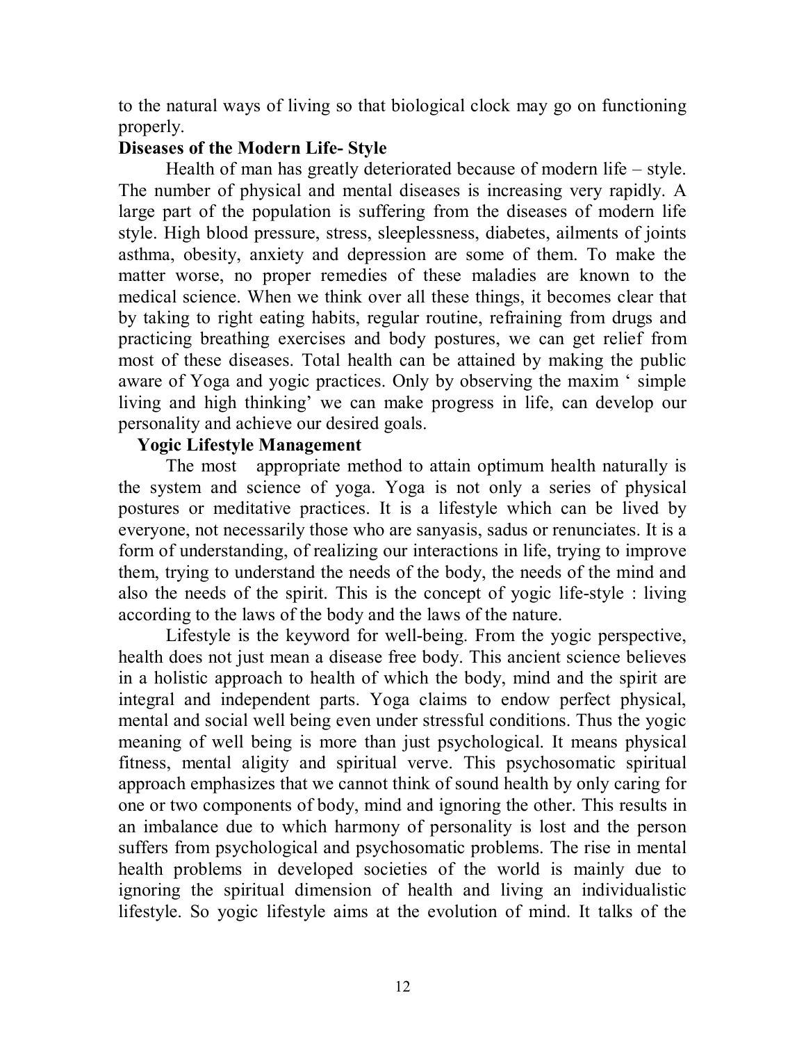to the natural ways of living so that biological clock may go on functioning properly.

**Diseases of the Modern Life- Style**

Health of man has greatly deteriorated because of modern life – style. The number of physical and mental diseases is increasing very rapidly. A large part of the population is suffering from the diseases of modern life style. High blood pressure, stress, sleeplessness, diabetes, ailments of joints asthma, obesity, anxiety and depression are some of them. To make the matter worse, no proper remedies of these maladies are known to the medical science. When we think over all these things, it becomes clear that by taking to right eating habits, regular routine, refraining from drugs and practicing breathing exercises and body postures, we can get relief from most of these diseases. Total health can be attained by making the public aware of Yoga and yogic practices. Only by observing the maxim ' simple living and high thinking' we can make progress in life, can develop our personality and achieve our desired goals.

**Yogic Lifestyle Management**

The most appropriate method to attain optimum health naturally is the system and science of yoga. Yoga is not only a series of physical postures or meditative practices. It is a lifestyle which can be lived by everyone, not necessarily those who are sanyasis, sadus or renunciates. It is a form of understanding, of realizing our interactions in life, trying to improve them, trying to understand the needs of the body, the needs of the mind and also the needs of the spirit. This is the concept of yogic life-style : living according to the laws of the body and the laws of the nature.

Lifestyle is the keyword for well-being. From the yogic perspective, health does not just mean a disease free body. This ancient science believes in a holistic approach to health of which the body, mind and the spirit are integral and independent parts. Yoga claims to endow perfect physical, mental and social well being even under stressful conditions. Thus the yogic meaning of well being is more than just psychological. It means physical fitness, mental aligity and spiritual verve. This psychosomatic spiritual approach emphasizes that we cannot think of sound health by only caring for one or two components of body, mind and ignoring the other. This results in an imbalance due to which harmony of personality is lost and the person suffers from psychological and psychosomatic problems. The rise in mental health problems in developed societies of the world is mainly due to ignoring the spiritual dimension of health and living an individualistic lifestyle. So yogic lifestyle aims at the evolution of mind. It talks of the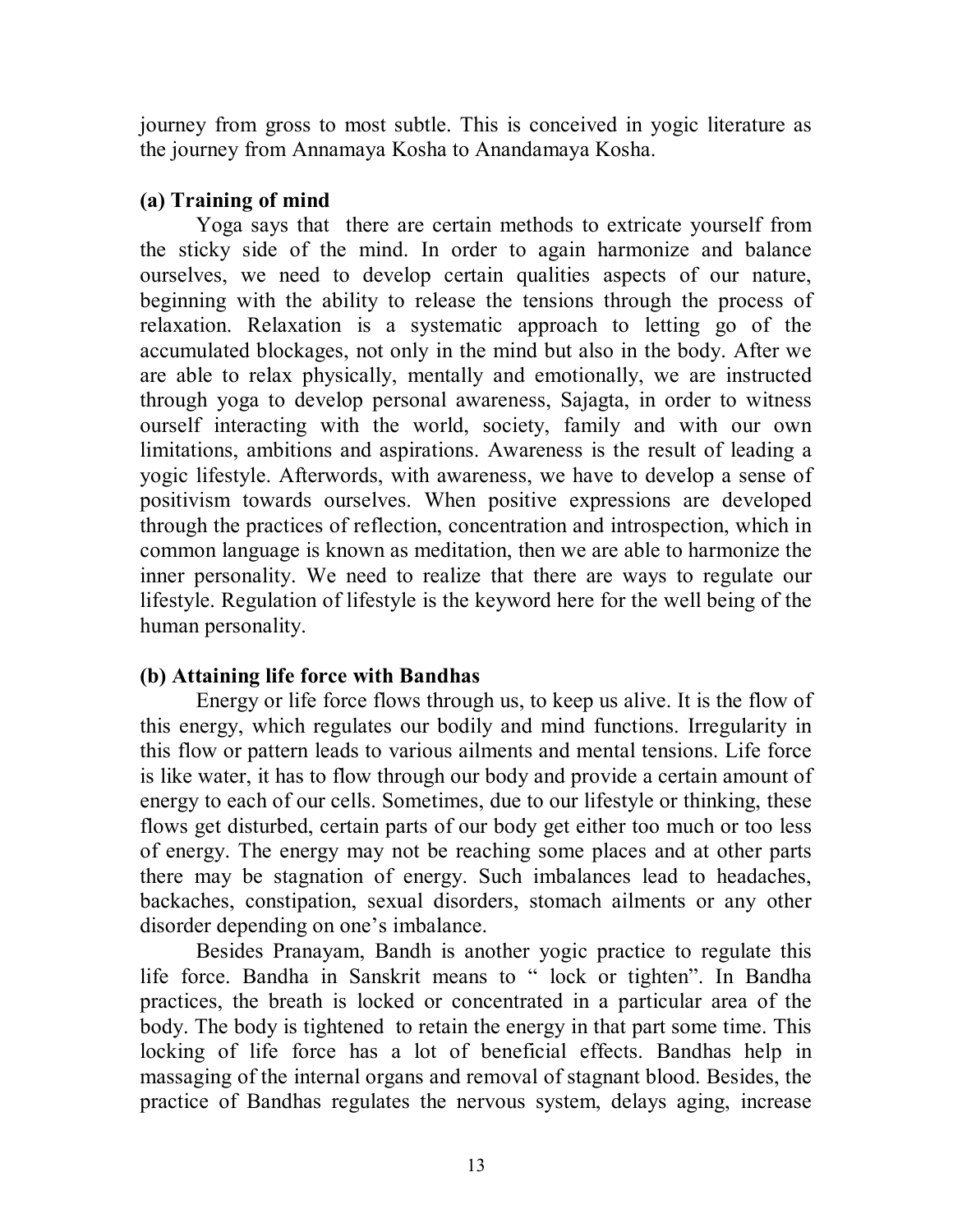journey from gross to most subtle. This is conceived in yogic literature as the journey from Annamaya Kosha to Anandamaya Kosha.

**(a) Training of mind**

Yoga says that there are certain methods to extricate yourself from the sticky side of the mind. In order to again harmonize and balance ourselves, we need to develop certain qualities aspects of our nature, beginning with the ability to release the tensions through the process of relaxation. Relaxation is a systematic approach to letting go of the accumulated blockages, not only in the mind but also in the body. After we are able to relax physically, mentally and emotionally, we are instructed through yoga to develop personal awareness, Sajagta, in order to witness ourself interacting with the world, society, family and with our own limitations, ambitions and aspirations. Awareness is the result of leading a yogic lifestyle. Afterwords, with awareness, we have to develop a sense of positivism towards ourselves. When positive expressions are developed through the practices of reflection, concentration and introspection, which in common language is known as meditation, then we are able to harmonize the inner personality. We need to realize that there are ways to regulate our lifestyle. Regulation of lifestyle is the keyword here for the well being of the human personality.

**(b) Attaining life force with Bandhas**

Energy or life force flows through us, to keep us alive. It is the flow of this energy, which regulates our bodily and mind functions. Irregularity in this flow or pattern leads to various ailments and mental tensions. Life force is like water, it has to flow through our body and provide a certain amount of energy to each of our cells. Sometimes, due to our lifestyle or thinking, these flows get disturbed, certain parts of our body get either too much or too less of energy. The energy may not be reaching some places and at other parts there may be stagnation of energy. Such imbalances lead to headaches, backaches, constipation, sexual disorders, stomach ailments or any other disorder depending on one's imbalance.

Besides Pranayam, Bandh is another yogic practice to regulate this life force. Bandha in Sanskrit means to " lock or tighten". In Bandha practices, the breath is locked or concentrated in a particular area of the body. The body is tightened to retain the energy in that part some time. This locking of life force has a lot of beneficial effects. Bandhas help in massaging of the internal organs and removal of stagnant blood. Besides, the practice of Bandhas regulates the nervous system, delays aging, increase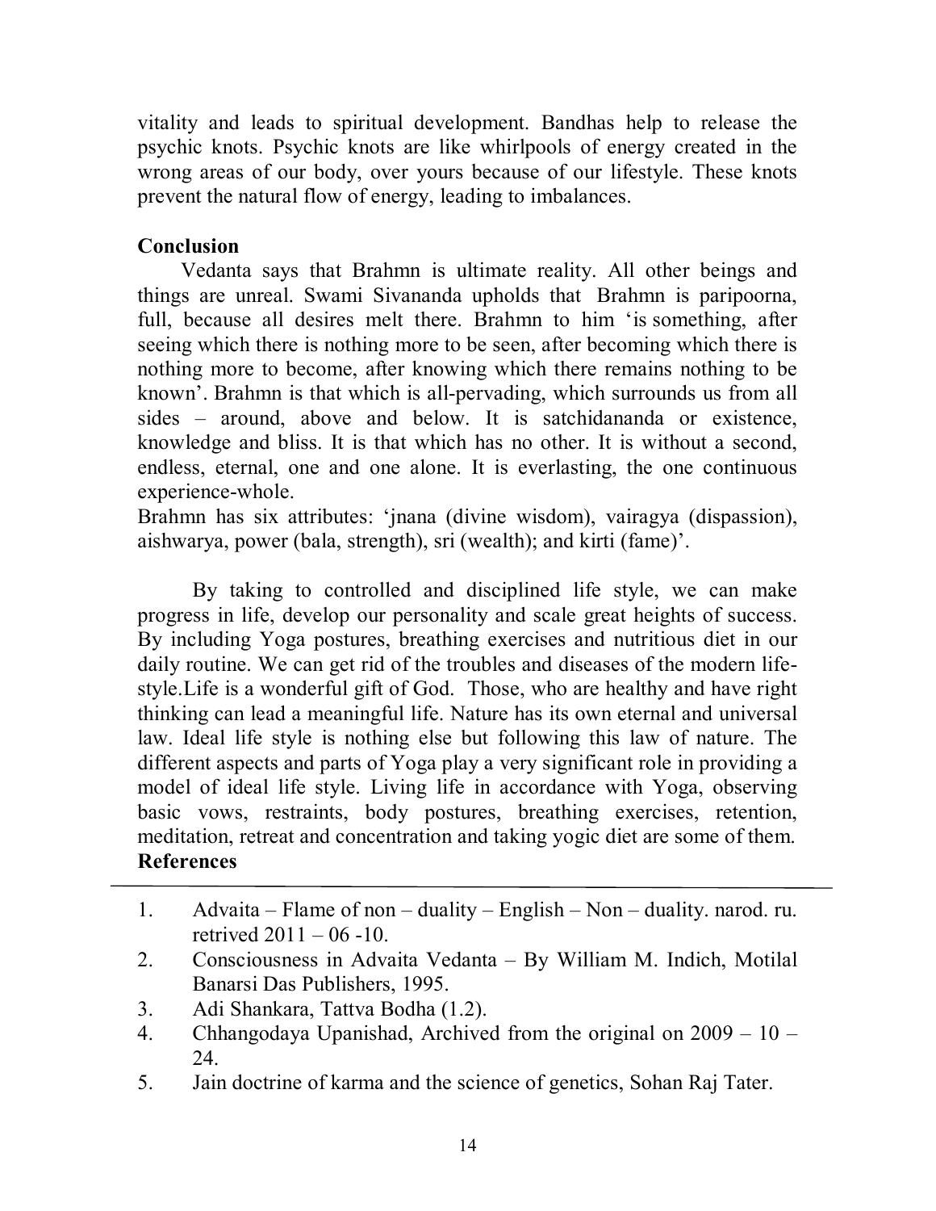vitality and leads to spiritual development. Bandhas help to release the psychic knots. Psychic knots are like whirlpools of energy created in the wrong areas of our body, over yours because of our lifestyle. These knots prevent the natural flow of energy, leading to imbalances.

## Conclusion

Vedanta says that Brahmn is ultimate reality. All other beings and things are unreal. Swami Sivananda upholds that Brahmn is paripoorna, full, because all desires melt there. Brahmn to him 'is something, after seeing which there is nothing more to be seen, after becoming which there is nothing more to become, after knowing which there remains nothing to be known'. Brahmn is that which is all-pervading, which surrounds us from all sides – around, above and below. It is satchidananda or existence, knowledge and bliss. It is that which has no other. It is without a second, endless, eternal, one and one alone. It is everlasting, the one continuous experience-whole.

Brahmn has six attributes: 'jnana (divine wisdom), vairagya (dispassion), aishwarya, power (bala, strength), sri (wealth); and kirti (fame)'.

By taking to controlled and disciplined life style, we can make progress in life, develop our personality and scale great heights of success. By including Yoga postures, breathing exercises and nutritious diet in our daily routine. We can get rid of the troubles and diseases of the modern life-style.Life is a wonderful gift of God. Those, who are healthy and have right thinking can lead a meaningful life. Nature has its own eternal and universal law. Ideal life style is nothing else but following this law of nature. The different aspects and parts of Yoga play a very significant role in providing a model of ideal life style. Living life in accordance with Yoga, observing basic vows, restraints, body postures, breathing exercises, retention, meditation, retreat and concentration and taking yogic diet are some of them.

## References

1. Advaita – Flame of non – duality – English – Non – duality. narod. ru. retrived 2011 – 06 -10.
2. Consciousness in Advaita Vedanta – By William M. Indich, Motilal Banarsi Das Publishers, 1995.
3. Adi Shankara, Tattva Bodha (1.2).
4. Chhangodaya Upanishad, Archived from the original on 2009 – 10 – 24.
5. Jain doctrine of karma and the science of genetics, Sohan Raj Tater.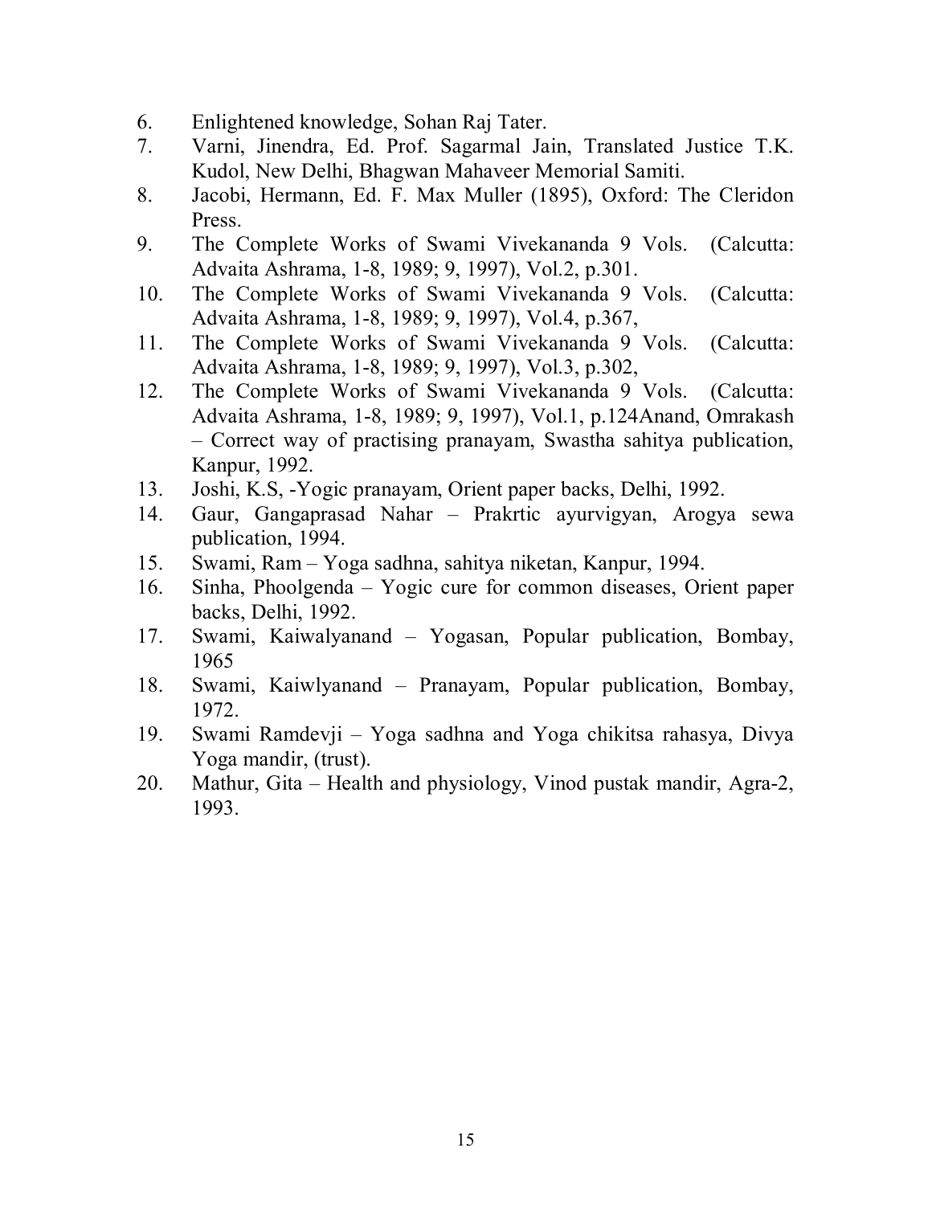6. Enlightened knowledge, Sohan Raj Tater.
7. Varni, Jinendra, Ed. Prof. Sagarmal Jain, Translated Justice T.K. Kudol, New Delhi, Bhagwan Mahaveer Memorial Samiti.
8. Jacobi, Hermann, Ed. F. Max Muller (1895), Oxford: The Cleridon Press.
9. The Complete Works of Swami Vivekananda 9 Vols. (Calcutta: Advaita Ashrama, 1-8, 1989; 9, 1997), Vol.2, p.301.
10. The Complete Works of Swami Vivekananda 9 Vols. (Calcutta: Advaita Ashrama, 1-8, 1989; 9, 1997), Vol.4, p.367,
11. The Complete Works of Swami Vivekananda 9 Vols. (Calcutta: Advaita Ashrama, 1-8, 1989; 9, 1997), Vol.3, p.302,
12. The Complete Works of Swami Vivekananda 9 Vols. (Calcutta: Advaita Ashrama, 1-8, 1989; 9, 1997), Vol.1, p.124Anand, Omrakash – Correct way of practising pranayam, Swastha sahitya publication, Kanpur, 1992.
13. Joshi, K.S, -Yogic pranayam, Orient paper backs, Delhi, 1992.
14. Gaur, Gangaprasad Nahar – Prakrtic ayurvigyan, Arogya sewa publication, 1994.
15. Swami, Ram – Yoga sadhna, sahitya niketan, Kanpur, 1994.
16. Sinha, Phoolgenda – Yogic cure for common diseases, Orient paper backs, Delhi, 1992.
17. Swami, Kaiwalyanand – Yogasan, Popular publication, Bombay, 1965
18. Swami, Kaiwlyanand – Pranayam, Popular publication, Bombay, 1972.
19. Swami Ramdevji – Yoga sadhna and Yoga chikitsa rahasya, Divya Yoga mandir, (trust).
20. Mathur, Gita – Health and physiology, Vinod pustak mandir, Agra-2, 1993.